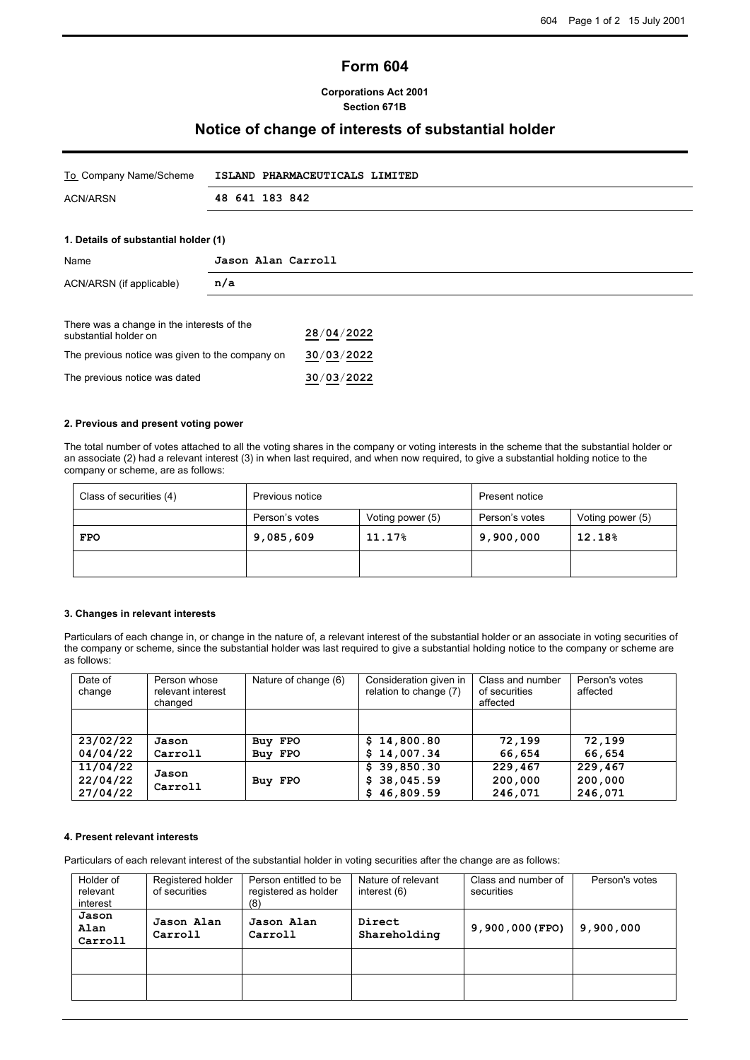# Form 604

**Corporations Act 2001**
**Section 671B**

## Notice of change of interests of substantial holder

| | |
|---|---|
| To Company Name/Scheme | ISLAND PHARMACEUTICALS LIMITED |
| ACN/ARSN | 48 641 183 842 |

### 1. Details of substantial holder (1)

| | |
|---|---|
| Name | Jason Alan Carroll |
| ACN/ARSN (if applicable) | n/a |

| | |
|---|---|
| There was a change in the interests of the substantial holder on | 28/04/2022 |
| The previous notice was given to the company on | 30/03/2022 |
| The previous notice was dated | 30/03/2022 |

### 2. Previous and present voting power

The total number of votes attached to all the voting shares in the company or voting interests in the scheme that the substantial holder or an associate (2) had a relevant interest (3) in when last required, and when now required, to give a substantial holding notice to the company or scheme, are as follows:

| Class of securities (4) | Previous notice | | Present notice | |
|---|---|---|---|---|
| | Person's votes | Voting power (5) | Person's votes | Voting power (5) |
| FPO | 9,085,609 | 11.17% | 9,900,000 | 12.18% |
| | | | | |

### 3. Changes in relevant interests

Particulars of each change in, or change in the nature of, a relevant interest of the substantial holder or an associate in voting securities of the company or scheme, since the substantial holder was last required to give a substantial holding notice to the company or scheme are as follows:

| Date of change | Person whose relevant interest changed | Nature of change (6) | Consideration given in relation to change (7) | Class and number of securities affected | Person's votes affected |
|---|---|---|---|---|---|
| | | | | | |
| 23/02/22<br>04/04/22 | Jason Carroll | Buy FPO<br>Buy FPO | $ 14,800.80<br>$ 14,007.34 | 72,199<br>66,654 | 72,199<br>66,654 |
| 11/04/22<br>22/04/22<br>27/04/22 | Jason Carroll | Buy FPO | $ 39,850.30<br>$ 38,045.59<br>$ 46,809.59 | 229,467<br>200,000<br>246,071 | 229,467<br>200,000<br>246,071 |

### 4. Present relevant interests

Particulars of each relevant interest of the substantial holder in voting securities after the change are as follows:

| Holder of relevant interest | Registered holder of securities | Person entitled to be registered as holder (8) | Nature of relevant interest (6) | Class and number of securities | Person's votes |
|---|---|---|---|---|---|
| Jason Alan Carroll | Jason Alan Carroll | Jason Alan Carroll | Direct Shareholding | 9,900,000(FPO) | 9,900,000 |
| | | | | | |
| | | | | | |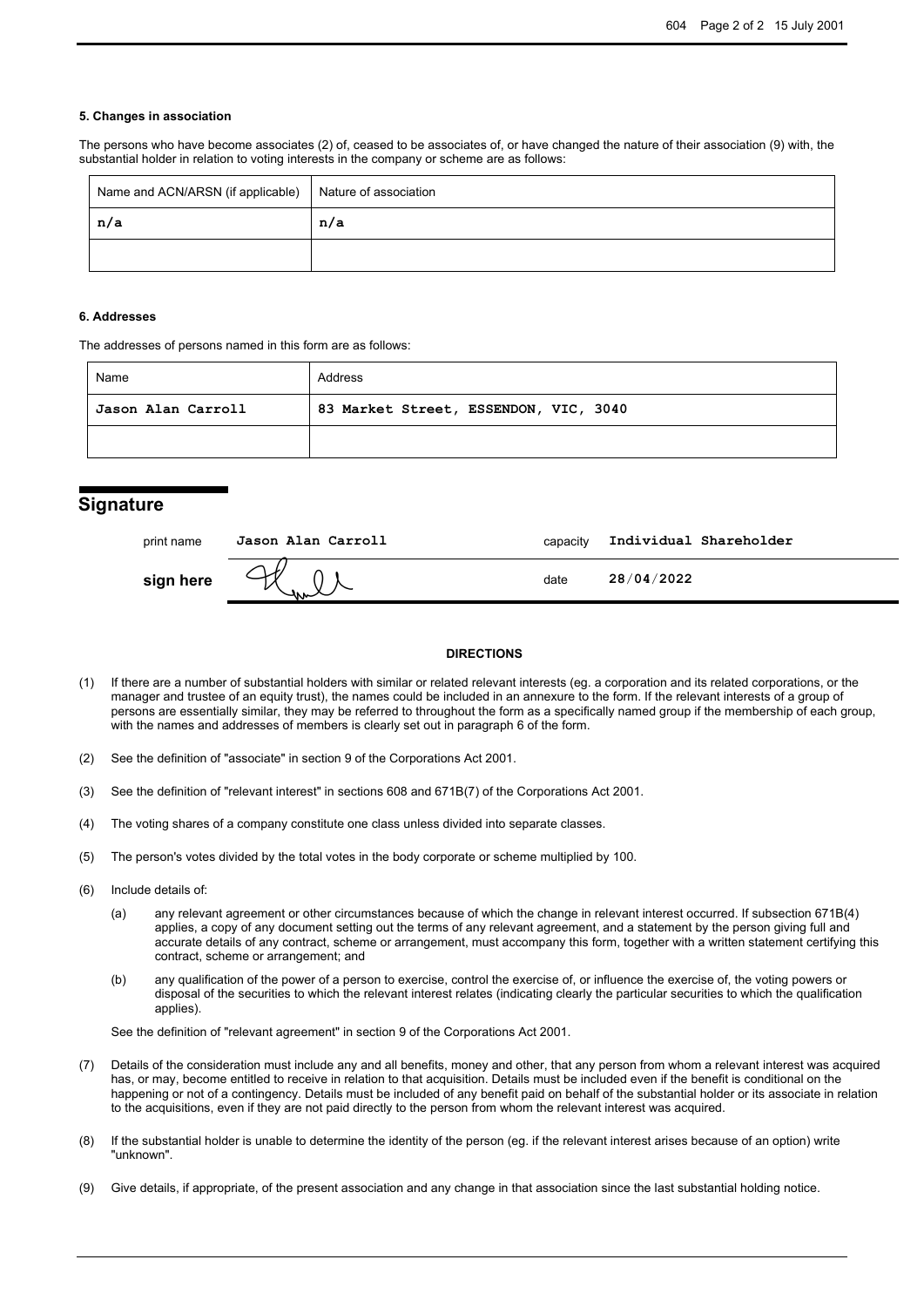#### 5. Changes in association

The persons who have become associates (2) of, ceased to be associates of, or have changed the nature of their association (9) with, the substantial holder in relation to voting interests in the company or scheme are as follows:

| Name and ACN/ARSN (if applicable) | Nature of association |
|---|---|
| n/a | n/a |
| | |

#### 6. Addresses

The addresses of persons named in this form are as follows:

| Name | Address |
|---|---|
| Jason Alan Carroll | 83 Market Street, ESSENDON, VIC, 3040 |
| | |

## Signature

| | | | |
|---|---|---|---|
| print name | Jason Alan Carroll | capacity | Individual Shareholder |
| **sign here** | | date | 28/04/2022 |

#### DIRECTIONS

(1) If there are a number of substantial holders with similar or related relevant interests (eg. a corporation and its related corporations, or the manager and trustee of an equity trust), the names could be included in an annexure to the form. If the relevant interests of a group of persons are essentially similar, they may be referred to throughout the form as a specifically named group if the membership of each group, with the names and addresses of members is clearly set out in paragraph 6 of the form.

(2) See the definition of "associate" in section 9 of the Corporations Act 2001.

(3) See the definition of "relevant interest" in sections 608 and 671B(7) of the Corporations Act 2001.

(4) The voting shares of a company constitute one class unless divided into separate classes.

(5) The person's votes divided by the total votes in the body corporate or scheme multiplied by 100.

(6) Include details of:

(a) any relevant agreement or other circumstances because of which the change in relevant interest occurred. If subsection 671B(4) applies, a copy of any document setting out the terms of any relevant agreement, and a statement by the person giving full and accurate details of any contract, scheme or arrangement, must accompany this form, together with a written statement certifying this contract, scheme or arrangement; and

(b) any qualification of the power of a person to exercise, control the exercise of, or influence the exercise of, the voting powers or disposal of the securities to which the relevant interest relates (indicating clearly the particular securities to which the qualification applies).

See the definition of "relevant agreement" in section 9 of the Corporations Act 2001.

(7) Details of the consideration must include any and all benefits, money and other, that any person from whom a relevant interest was acquired has, or may, become entitled to receive in relation to that acquisition. Details must be included even if the benefit is conditional on the happening or not of a contingency. Details must be included of any benefit paid on behalf of the substantial holder or its associate in relation to the acquisitions, even if they are not paid directly to the person from whom the relevant interest was acquired.

(8) If the substantial holder is unable to determine the identity of the person (eg. if the relevant interest arises because of an option) write "unknown".

(9) Give details, if appropriate, of the present association and any change in that association since the last substantial holding notice.